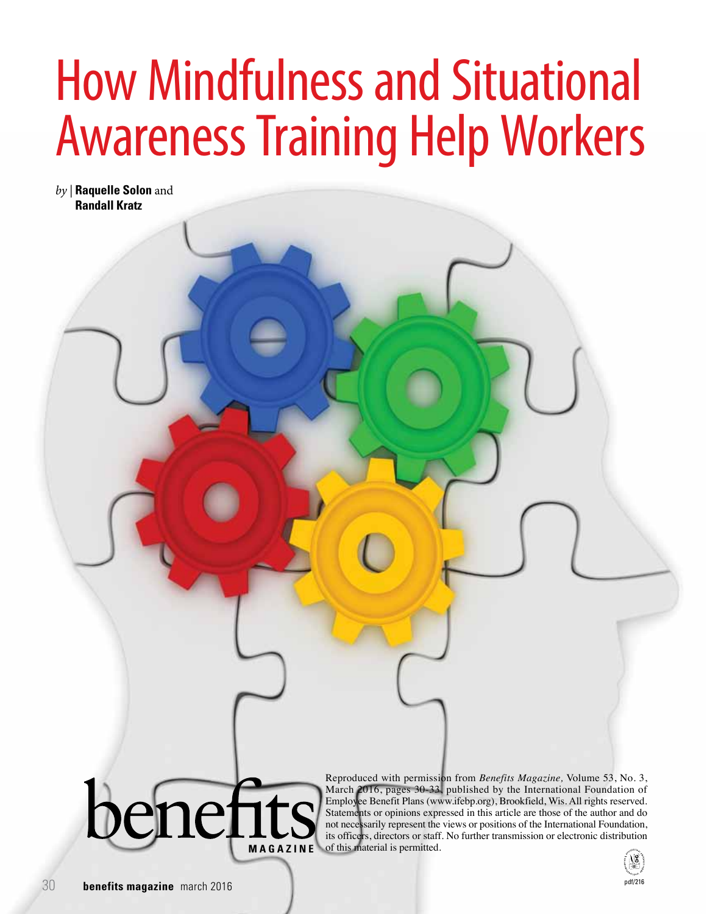# How Mindfulness and Situational Awareness Training Help Workers

*by* | **Raquelle Solon** and **Randall Kratz**

benefits MAGAZINE

Reproduced with permission from *Benefits Magazine,* Volume 53, No. 3, March 2016, pages 30-33, published by the International Foundation of Employee Benefit Plans (www.ifebp.org), Brookfield, Wis. All rights reserved. Statements or opinions expressed in this article are those of the author and do not necessarily represent the views or positions of the International Foundation, its officers, directors or staff. No further transmission or electronic distribution of this material is permitted.

pdf/216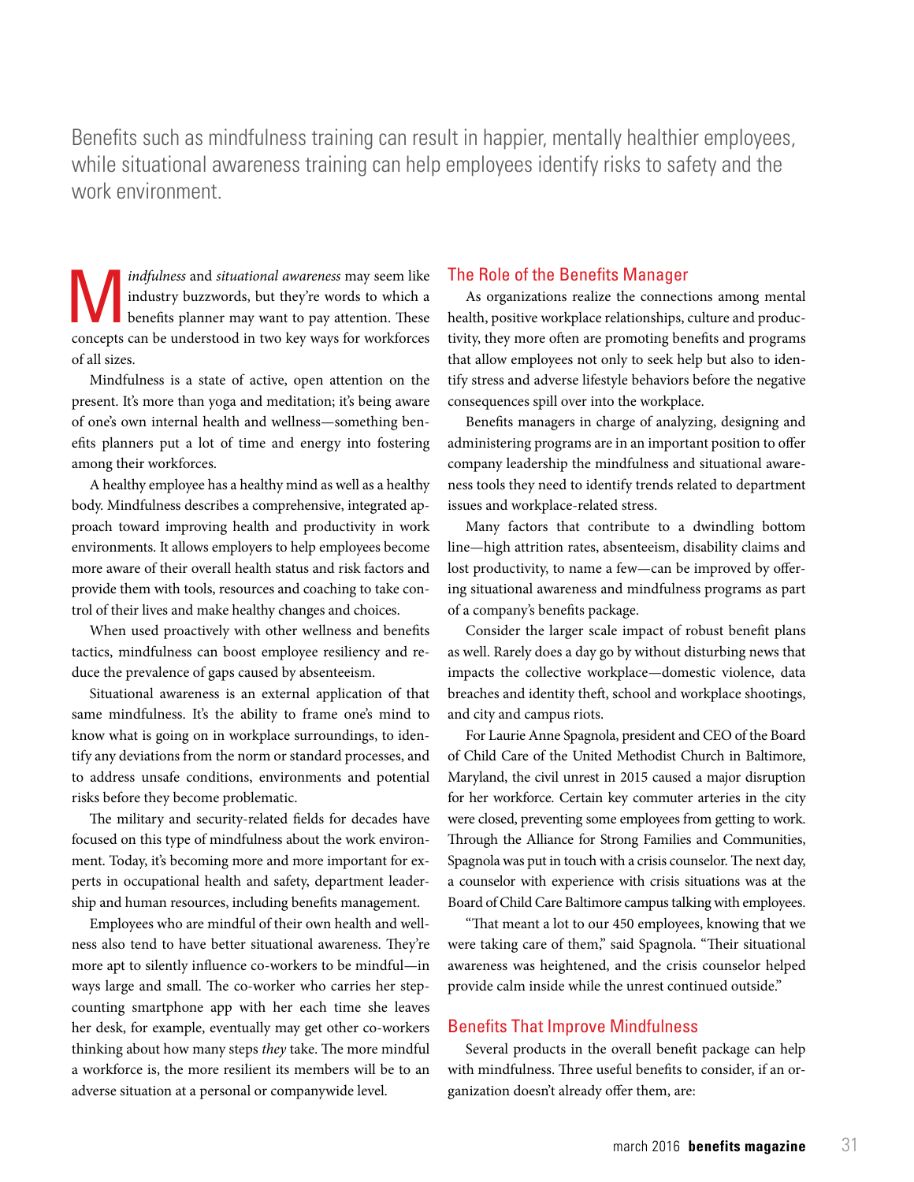Benefits such as mindfulness training can result in happier, mentally healthier employees, while situational awareness training can help employees identify risks to safety and the work environment.

*Mindfulness* and *situational awareness* may seem like industry buzzwords, but they're words to which a benefits planner may want to pay attention. These concepts can be understood in two key ways for workforces of all sizes.

Mindfulness is a state of active, open attention on the present. It's more than yoga and meditation; it's being aware of one's own internal health and wellness—something benefits planners put a lot of time and energy into fostering among their workforces.

A healthy employee has a healthy mind as well as a healthy body. Mindfulness describes a comprehensive, integrated approach toward improving health and productivity in work environments. It allows employers to help employees become more aware of their overall health status and risk factors and provide them with tools, resources and coaching to take control of their lives and make healthy changes and choices.

When used proactively with other wellness and benefits tactics, mindfulness can boost employee resiliency and reduce the prevalence of gaps caused by absenteeism.

Situational awareness is an external application of that same mindfulness. It's the ability to frame one's mind to know what is going on in workplace surroundings, to identify any deviations from the norm or standard processes, and to address unsafe conditions, environments and potential risks before they become problematic.

The military and security-related fields for decades have focused on this type of mindfulness about the work environment. Today, it's becoming more and more important for experts in occupational health and safety, department leadership and human resources, including benefits management.

Employees who are mindful of their own health and wellness also tend to have better situational awareness. They're more apt to silently influence co-workers to be mindful—in ways large and small. The co-worker who carries her step-counting smartphone app with her each time she leaves her desk, for example, eventually may get other co-workers thinking about how many steps *they* take. The more mindful a workforce is, the more resilient its members will be to an adverse situation at a personal or companywide level.

## The Role of the Benefits Manager

As organizations realize the connections among mental health, positive workplace relationships, culture and productivity, they more often are promoting benefits and programs that allow employees not only to seek help but also to identify stress and adverse lifestyle behaviors before the negative consequences spill over into the workplace.

Benefits managers in charge of analyzing, designing and administering programs are in an important position to offer company leadership the mindfulness and situational awareness tools they need to identify trends related to department issues and workplace-related stress.

Many factors that contribute to a dwindling bottom line—high attrition rates, absenteeism, disability claims and lost productivity, to name a few—can be improved by offering situational awareness and mindfulness programs as part of a company's benefits package.

Consider the larger scale impact of robust benefit plans as well. Rarely does a day go by without disturbing news that impacts the collective workplace—domestic violence, data breaches and identity theft, school and workplace shootings, and city and campus riots.

For Laurie Anne Spagnola, president and CEO of the Board of Child Care of the United Methodist Church in Baltimore, Maryland, the civil unrest in 2015 caused a major disruption for her workforce. Certain key commuter arteries in the city were closed, preventing some employees from getting to work. Through the Alliance for Strong Families and Communities, Spagnola was put in touch with a crisis counselor. The next day, a counselor with experience with crisis situations was at the Board of Child Care Baltimore campus talking with employees.

"That meant a lot to our 450 employees, knowing that we were taking care of them," said Spagnola. "Their situational awareness was heightened, and the crisis counselor helped provide calm inside while the unrest continued outside."

## Benefits That Improve Mindfulness

Several products in the overall benefit package can help with mindfulness. Three useful benefits to consider, if an organization doesn't already offer them, are: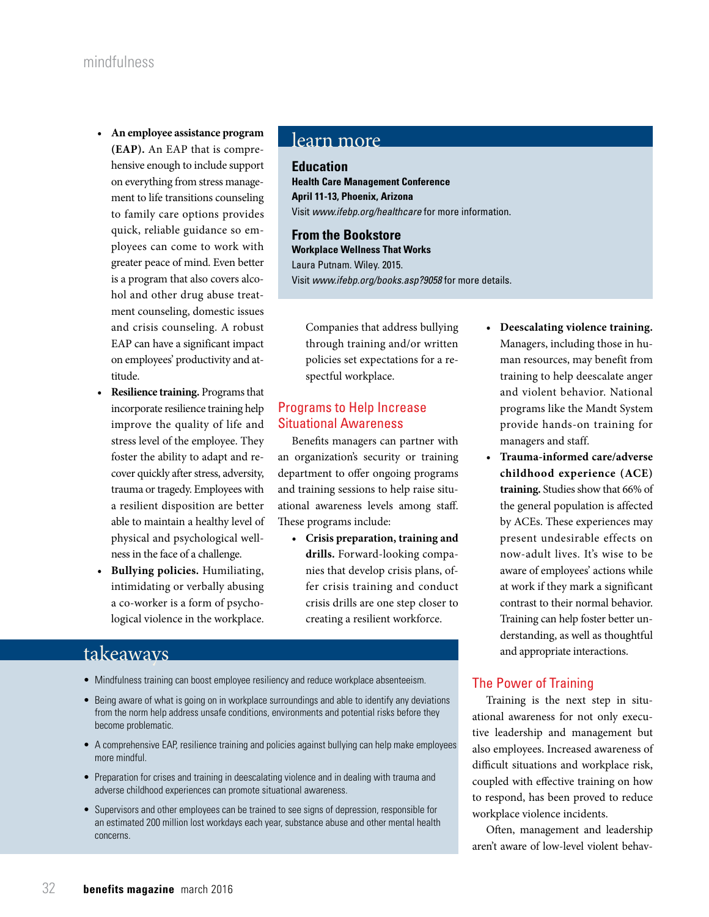- **An employee assistance program (EAP).** An EAP that is comprehensive enough to include support on everything from stress management to life transitions counseling to family care options provides quick, reliable guidance so employees can come to work with greater peace of mind. Even better is a program that also covers alcohol and other drug abuse treatment counseling, domestic issues and crisis counseling. A robust EAP can have a significant impact on employees' productivity and attitude.
- **Resilience training.** Programs that incorporate resilience training help improve the quality of life and stress level of the employee. They foster the ability to adapt and recover quickly after stress, adversity, trauma or tragedy. Employees with a resilient disposition are better able to maintain a healthy level of physical and psychological wellness in the face of a challenge.
- **Bullying policies.** Humiliating, intimidating or verbally abusing a co-worker is a form of psychological violence in the workplace. Companies that address bullying through training and/or written policies set expectations for a respectful workplace.

## learn more

### Education

**Health Care Management Conference**
**April 11-13, Phoenix, Arizona**
Visit *www.ifebp.org/healthcare* for more information.

### From the Bookstore

**Workplace Wellness That Works**
Laura Putnam. Wiley. 2015.
Visit *www.ifebp.org/books.asp?9058* for more details.

### Programs to Help Increase Situational Awareness

Benefits managers can partner with an organization's security or training department to offer ongoing programs and training sessions to help raise situational awareness levels among staff. These programs include:

- **Crisis preparation, training and drills.** Forward-looking companies that develop crisis plans, offer crisis training and conduct crisis drills are one step closer to creating a resilient workforce.
- **Deescalating violence training.** Managers, including those in human resources, may benefit from training to help deescalate anger and violent behavior. National programs like the Mandt System provide hands-on training for managers and staff.
- **Trauma-informed care/adverse childhood experience (ACE) training.** Studies show that 66% of the general population is affected by ACEs. These experiences may present undesirable effects on now-adult lives. It's wise to be aware of employees' actions while at work if they mark a significant contrast to their normal behavior. Training can help foster better understanding, as well as thoughtful and appropriate interactions.

## takeaways

- Mindfulness training can boost employee resiliency and reduce workplace absenteeism.
- Being aware of what is going on in workplace surroundings and able to identify any deviations from the norm help address unsafe conditions, environments and potential risks before they become problematic.
- A comprehensive EAP, resilience training and policies against bullying can help make employees more mindful.
- Preparation for crises and training in deescalating violence and in dealing with trauma and adverse childhood experiences can promote situational awareness.
- Supervisors and other employees can be trained to see signs of depression, responsible for an estimated 200 million lost workdays each year, substance abuse and other mental health concerns.

### The Power of Training

Training is the next step in situational awareness for not only executive leadership and management but also employees. Increased awareness of difficult situations and workplace risk, coupled with effective training on how to respond, has been proved to reduce workplace violence incidents.

Often, management and leadership aren't aware of low-level violent behav-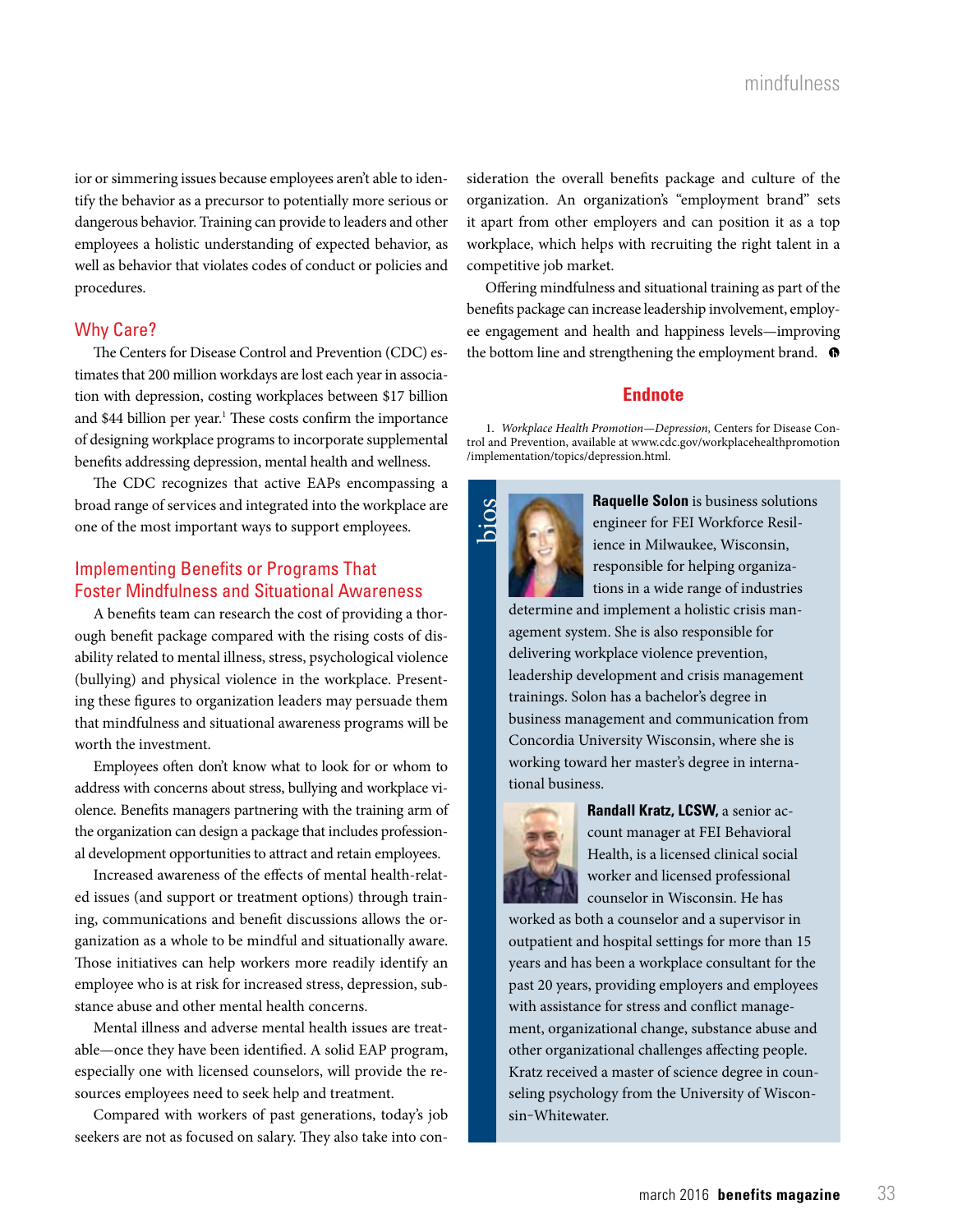ior or simmering issues because employees aren't able to identify the behavior as a precursor to potentially more serious or dangerous behavior. Training can provide to leaders and other employees a holistic understanding of expected behavior, as well as behavior that violates codes of conduct or policies and procedures.

## Why Care?

The Centers for Disease Control and Prevention (CDC) estimates that 200 million workdays are lost each year in association with depression, costing workplaces between $17 billion and $44 billion per year.[1] These costs confirm the importance of designing workplace programs to incorporate supplemental benefits addressing depression, mental health and wellness.

The CDC recognizes that active EAPs encompassing a broad range of services and integrated into the workplace are one of the most important ways to support employees.

## Implementing Benefits or Programs That Foster Mindfulness and Situational Awareness

A benefits team can research the cost of providing a thorough benefit package compared with the rising costs of disability related to mental illness, stress, psychological violence (bullying) and physical violence in the workplace. Presenting these figures to organization leaders may persuade them that mindfulness and situational awareness programs will be worth the investment.

Employees often don't know what to look for or whom to address with concerns about stress, bullying and workplace violence. Benefits managers partnering with the training arm of the organization can design a package that includes professional development opportunities to attract and retain employees.

Increased awareness of the effects of mental health-related issues (and support or treatment options) through training, communications and benefit discussions allows the organization as a whole to be mindful and situationally aware. Those initiatives can help workers more readily identify an employee who is at risk for increased stress, depression, substance abuse and other mental health concerns.

Mental illness and adverse mental health issues are treatable—once they have been identified. A solid EAP program, especially one with licensed counselors, will provide the resources employees need to seek help and treatment.

Compared with workers of past generations, today's job seekers are not as focused on salary. They also take into consideration the overall benefits package and culture of the organization. An organization's "employment brand" sets it apart from other employers and can position it as a top workplace, which helps with recruiting the right talent in a competitive job market.

Offering mindfulness and situational training as part of the benefits package can increase leadership involvement, employee engagement and health and happiness levels—improving the bottom line and strengthening the employment brand.

## Endnote

1. *Workplace Health Promotion—Depression,* Centers for Disease Control and Prevention, available at www.cdc.gov/workplacehealthpromotion/implementation/topics/depression.html.

## bios

**Raquelle Solon** is business solutions engineer for FEI Workforce Resilience in Milwaukee, Wisconsin, responsible for helping organizations in a wide range of industries determine and implement a holistic crisis management system. She is also responsible for delivering workplace violence prevention, leadership development and crisis management trainings. Solon has a bachelor's degree in business management and communication from Concordia University Wisconsin, where she is working toward her master's degree in international business.

**Randall Kratz, LCSW,** a senior account manager at FEI Behavioral Health, is a licensed clinical social worker and licensed professional counselor in Wisconsin. He has worked as both a counselor and a supervisor in outpatient and hospital settings for more than 15 years and has been a workplace consultant for the past 20 years, providing employers and employees with assistance for stress and conflict management, organizational change, substance abuse and other organizational challenges affecting people. Kratz received a master of science degree in counseling psychology from the University of Wisconsin–Whitewater.